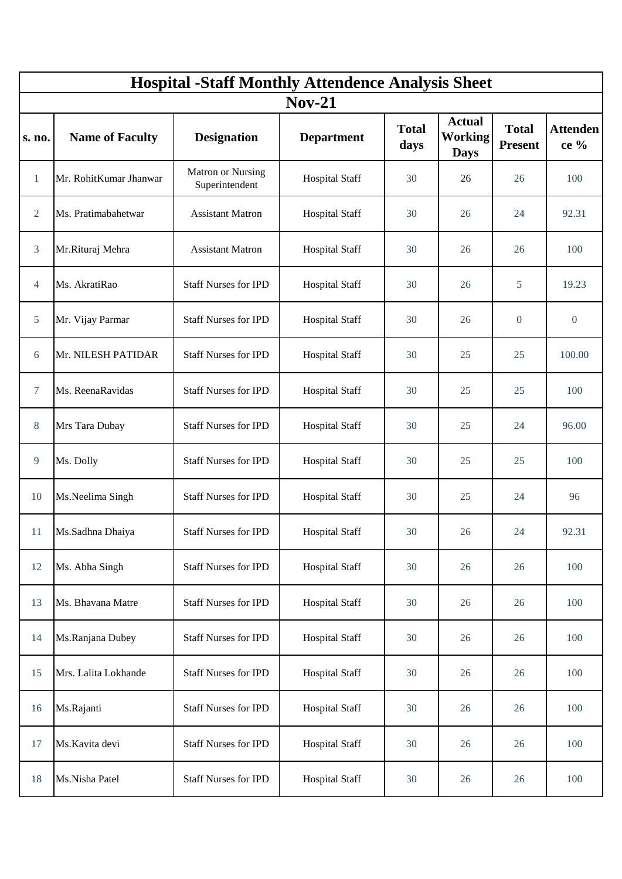# Hospital -Staff Monthly Attendence Analysis Sheet

## Nov-21

| s. no. | Name of Faculty | Designation | Department | Total days | Actual Working Days | Total Present | Attendence % |
|---|---|---|---|---|---|---|---|
| 1 | Mr. RohitKumar Jhanwar | Matron or Nursing Superintendent | Hospital Staff | 30 | 26 | 26 | 100 |
| 2 | Ms. Pratimabahetwar | Assistant Matron | Hospital Staff | 30 | 26 | 24 | 92.31 |
| 3 | Mr.Rituraj Mehra | Assistant Matron | Hospital Staff | 30 | 26 | 26 | 100 |
| 4 | Ms. AkratiRao | Staff Nurses for IPD | Hospital Staff | 30 | 26 | 5 | 19.23 |
| 5 | Mr. Vijay Parmar | Staff Nurses for IPD | Hospital Staff | 30 | 26 | 0 | 0 |
| 6 | Mr. NILESH PATIDAR | Staff Nurses for IPD | Hospital Staff | 30 | 25 | 25 | 100.00 |
| 7 | Ms. ReenaRavidas | Staff Nurses for IPD | Hospital Staff | 30 | 25 | 25 | 100 |
| 8 | Mrs Tara Dubay | Staff Nurses for IPD | Hospital Staff | 30 | 25 | 24 | 96.00 |
| 9 | Ms. Dolly | Staff Nurses for IPD | Hospital Staff | 30 | 25 | 25 | 100 |
| 10 | Ms.Neelima Singh | Staff Nurses for IPD | Hospital Staff | 30 | 25 | 24 | 96 |
| 11 | Ms.Sadhna Dhaiya | Staff Nurses for IPD | Hospital Staff | 30 | 26 | 24 | 92.31 |
| 12 | Ms. Abha Singh | Staff Nurses for IPD | Hospital Staff | 30 | 26 | 26 | 100 |
| 13 | Ms. Bhavana Matre | Staff Nurses for IPD | Hospital Staff | 30 | 26 | 26 | 100 |
| 14 | Ms.Ranjana Dubey | Staff Nurses for IPD | Hospital Staff | 30 | 26 | 26 | 100 |
| 15 | Mrs. Lalita Lokhande | Staff Nurses for IPD | Hospital Staff | 30 | 26 | 26 | 100 |
| 16 | Ms.Rajanti | Staff Nurses for IPD | Hospital Staff | 30 | 26 | 26 | 100 |
| 17 | Ms.Kavita devi | Staff Nurses for IPD | Hospital Staff | 30 | 26 | 26 | 100 |
| 18 | Ms.Nisha Patel | Staff Nurses for IPD | Hospital Staff | 30 | 26 | 26 | 100 |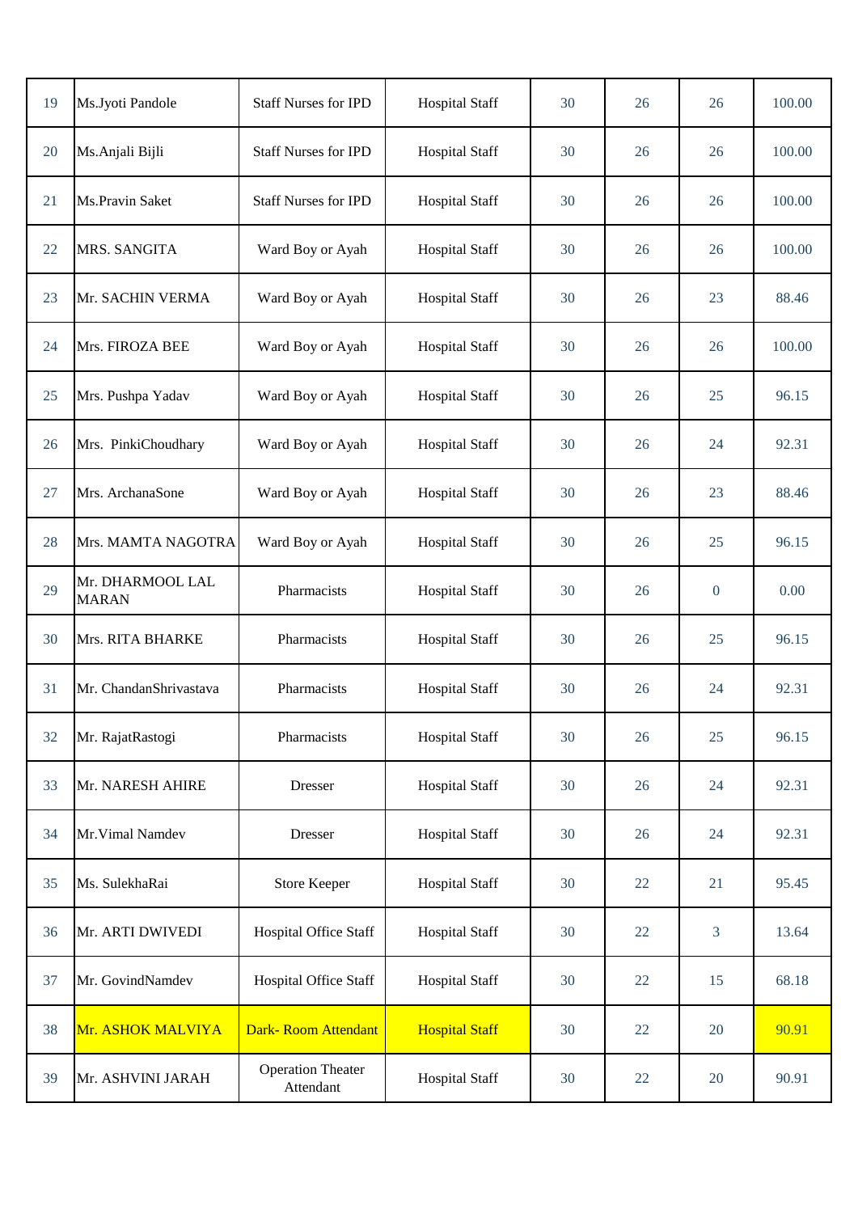| 19 | Ms.Jyoti Pandole | Staff Nurses for IPD | Hospital Staff | 30 | 26 | 26 | 100.00 |
|---|---|---|---|---|---|---|---|
| 20 | Ms.Anjali Bijli | Staff Nurses for IPD | Hospital Staff | 30 | 26 | 26 | 100.00 |
| 21 | Ms.Pravin Saket | Staff Nurses for IPD | Hospital Staff | 30 | 26 | 26 | 100.00 |
| 22 | MRS. SANGITA | Ward Boy or Ayah | Hospital Staff | 30 | 26 | 26 | 100.00 |
| 23 | Mr. SACHIN VERMA | Ward Boy or Ayah | Hospital Staff | 30 | 26 | 23 | 88.46 |
| 24 | Mrs. FIROZA BEE | Ward Boy or Ayah | Hospital Staff | 30 | 26 | 26 | 100.00 |
| 25 | Mrs. Pushpa Yadav | Ward Boy or Ayah | Hospital Staff | 30 | 26 | 25 | 96.15 |
| 26 | Mrs. PinkiChoudhary | Ward Boy or Ayah | Hospital Staff | 30 | 26 | 24 | 92.31 |
| 27 | Mrs. ArchanaSone | Ward Boy or Ayah | Hospital Staff | 30 | 26 | 23 | 88.46 |
| 28 | Mrs. MAMTA NAGOTRA | Ward Boy or Ayah | Hospital Staff | 30 | 26 | 25 | 96.15 |
| 29 | Mr. DHARMOOL LAL MARAN | Pharmacists | Hospital Staff | 30 | 26 | 0 | 0.00 |
| 30 | Mrs. RITA BHARKE | Pharmacists | Hospital Staff | 30 | 26 | 25 | 96.15 |
| 31 | Mr. ChandanShrivastava | Pharmacists | Hospital Staff | 30 | 26 | 24 | 92.31 |
| 32 | Mr. RajatRastogi | Pharmacists | Hospital Staff | 30 | 26 | 25 | 96.15 |
| 33 | Mr. NARESH AHIRE | Dresser | Hospital Staff | 30 | 26 | 24 | 92.31 |
| 34 | Mr.Vimal Namdev | Dresser | Hospital Staff | 30 | 26 | 24 | 92.31 |
| 35 | Ms. SulekhaRai | Store Keeper | Hospital Staff | 30 | 22 | 21 | 95.45 |
| 36 | Mr. ARTI DWIVEDI | Hospital Office Staff | Hospital Staff | 30 | 22 | 3 | 13.64 |
| 37 | Mr. GovindNamdev | Hospital Office Staff | Hospital Staff | 30 | 22 | 15 | 68.18 |
| 38 | Mr. ASHOK MALVIYA | Dark- Room Attendant | Hospital Staff | 30 | 22 | 20 | 90.91 |
| 39 | Mr. ASHVINI JARAH | Operation Theater Attendant | Hospital Staff | 30 | 22 | 20 | 90.91 |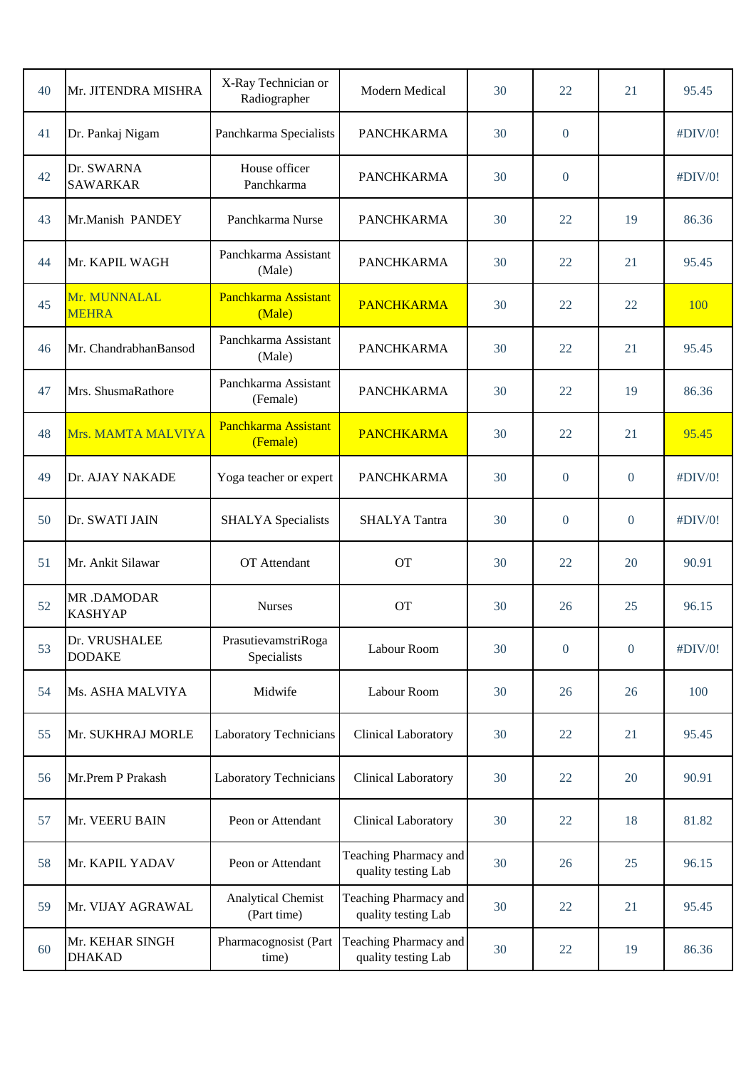| | | | | | | | |
|---|---|---|---|---|---|---|---|
| 40 | Mr. JITENDRA MISHRA | X-Ray Technician or Radiographer | Modern Medical | 30 | 22 | 21 | 95.45 |
| 41 | Dr. Pankaj Nigam | Panchkarma Specialists | PANCHKARMA | 30 | 0 | | #DIV/0! |
| 42 | Dr. SWARNA SAWARKAR | House officer Panchkarma | PANCHKARMA | 30 | 0 | | #DIV/0! |
| 43 | Mr.Manish PANDEY | Panchkarma Nurse | PANCHKARMA | 30 | 22 | 19 | 86.36 |
| 44 | Mr. KAPIL WAGH | Panchkarma Assistant (Male) | PANCHKARMA | 30 | 22 | 21 | 95.45 |
| 45 | Mr. MUNNALAL MEHRA | Panchkarma Assistant (Male) | PANCHKARMA | 30 | 22 | 22 | 100 |
| 46 | Mr. ChandrabhanBansod | Panchkarma Assistant (Male) | PANCHKARMA | 30 | 22 | 21 | 95.45 |
| 47 | Mrs. ShusmaRathore | Panchkarma Assistant (Female) | PANCHKARMA | 30 | 22 | 19 | 86.36 |
| 48 | Mrs. MAMTA MALVIYA | Panchkarma Assistant (Female) | PANCHKARMA | 30 | 22 | 21 | 95.45 |
| 49 | Dr. AJAY NAKADE | Yoga teacher or expert | PANCHKARMA | 30 | 0 | 0 | #DIV/0! |
| 50 | Dr. SWATI JAIN | SHALYA Specialists | SHALYA Tantra | 30 | 0 | 0 | #DIV/0! |
| 51 | Mr. Ankit Silawar | OT Attendant | OT | 30 | 22 | 20 | 90.91 |
| 52 | MR .DAMODAR KASHYAP | Nurses | OT | 30 | 26 | 25 | 96.15 |
| 53 | Dr. VRUSHALEE DODAKE | PrasutievamstriRoga Specialists | Labour Room | 30 | 0 | 0 | #DIV/0! |
| 54 | Ms. ASHA MALVIYA | Midwife | Labour Room | 30 | 26 | 26 | 100 |
| 55 | Mr. SUKHRAJ MORLE | Laboratory Technicians | Clinical Laboratory | 30 | 22 | 21 | 95.45 |
| 56 | Mr.Prem P Prakash | Laboratory Technicians | Clinical Laboratory | 30 | 22 | 20 | 90.91 |
| 57 | Mr. VEERU BAIN | Peon or Attendant | Clinical Laboratory | 30 | 22 | 18 | 81.82 |
| 58 | Mr. KAPIL YADAV | Peon or Attendant | Teaching Pharmacy and quality testing Lab | 30 | 26 | 25 | 96.15 |
| 59 | Mr. VIJAY AGRAWAL | Analytical Chemist (Part time) | Teaching Pharmacy and quality testing Lab | 30 | 22 | 21 | 95.45 |
| 60 | Mr. KEHAR SINGH DHAKAD | Pharmacognosist (Part time) | Teaching Pharmacy and quality testing Lab | 30 | 22 | 19 | 86.36 |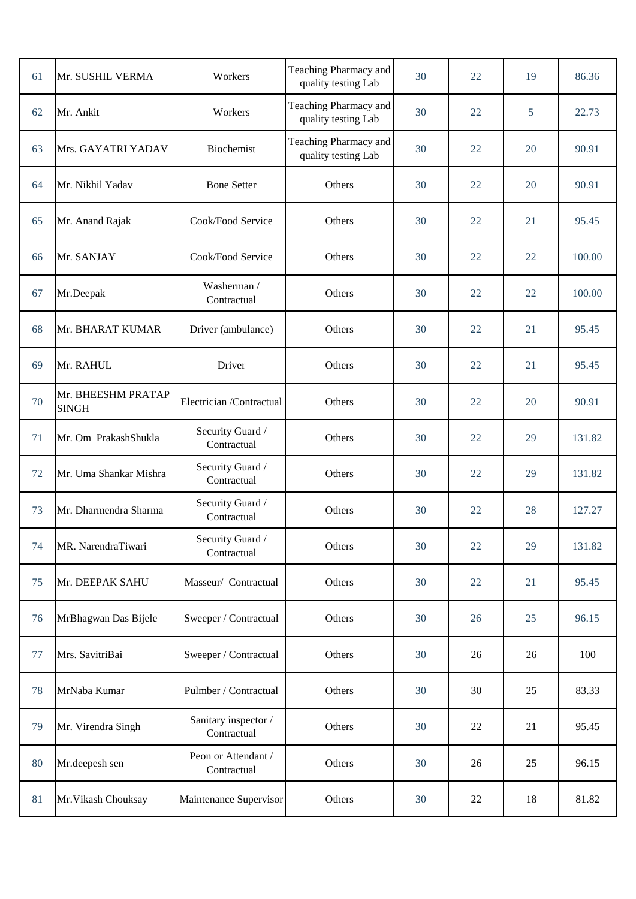| 61 | Mr. SUSHIL VERMA | Workers | Teaching Pharmacy and quality testing Lab | 30 | 22 | 19 | 86.36 |
|---|---|---|---|---|---|---|---|
| 62 | Mr. Ankit | Workers | Teaching Pharmacy and quality testing Lab | 30 | 22 | 5 | 22.73 |
| 63 | Mrs. GAYATRI YADAV | Biochemist | Teaching Pharmacy and quality testing Lab | 30 | 22 | 20 | 90.91 |
| 64 | Mr. Nikhil Yadav | Bone Setter | Others | 30 | 22 | 20 | 90.91 |
| 65 | Mr. Anand Rajak | Cook/Food Service | Others | 30 | 22 | 21 | 95.45 |
| 66 | Mr. SANJAY | Cook/Food Service | Others | 30 | 22 | 22 | 100.00 |
| 67 | Mr.Deepak | Washerman / Contractual | Others | 30 | 22 | 22 | 100.00 |
| 68 | Mr. BHARAT KUMAR | Driver (ambulance) | Others | 30 | 22 | 21 | 95.45 |
| 69 | Mr. RAHUL | Driver | Others | 30 | 22 | 21 | 95.45 |
| 70 | Mr. BHEESHM PRATAP SINGH | Electrician /Contractual | Others | 30 | 22 | 20 | 90.91 |
| 71 | Mr. Om PrakashShukla | Security Guard / Contractual | Others | 30 | 22 | 29 | 131.82 |
| 72 | Mr. Uma Shankar Mishra | Security Guard / Contractual | Others | 30 | 22 | 29 | 131.82 |
| 73 | Mr. Dharmendra Sharma | Security Guard / Contractual | Others | 30 | 22 | 28 | 127.27 |
| 74 | MR. NarendraTiwari | Security Guard / Contractual | Others | 30 | 22 | 29 | 131.82 |
| 75 | Mr. DEEPAK SAHU | Masseur/ Contractual | Others | 30 | 22 | 21 | 95.45 |
| 76 | MrBhagwan Das Bijele | Sweeper / Contractual | Others | 30 | 26 | 25 | 96.15 |
| 77 | Mrs. SavitriBai | Sweeper / Contractual | Others | 30 | 26 | 26 | 100 |
| 78 | MrNaba Kumar | Pulmber / Contractual | Others | 30 | 30 | 25 | 83.33 |
| 79 | Mr. Virendra Singh | Sanitary inspector / Contractual | Others | 30 | 22 | 21 | 95.45 |
| 80 | Mr.deepesh sen | Peon or Attendant / Contractual | Others | 30 | 26 | 25 | 96.15 |
| 81 | Mr.Vikash Chouksay | Maintenance Supervisor | Others | 30 | 22 | 18 | 81.82 |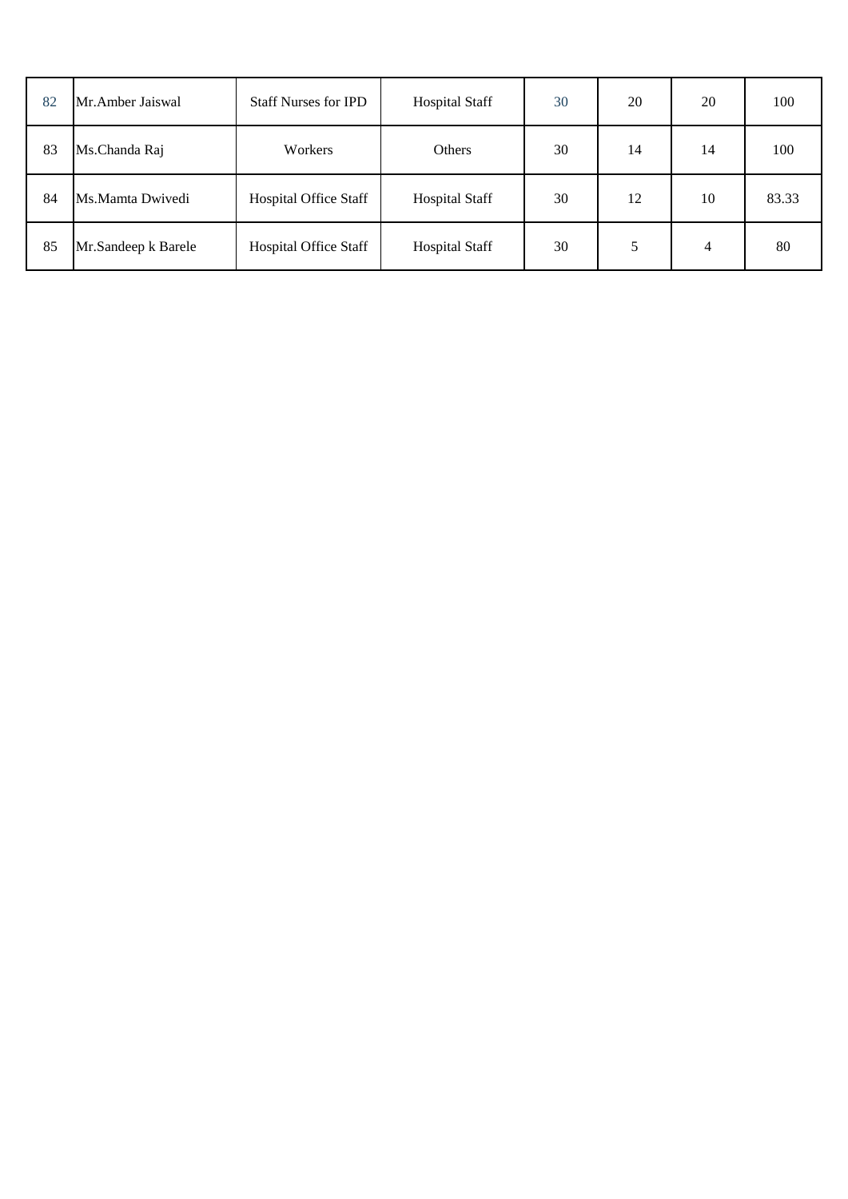| 82 | Mr.Amber Jaiswal | Staff Nurses for IPD | Hospital Staff | 30 | 20 | 20 | 100 |
|---|---|---|---|---|---|---|---|
| 83 | Ms.Chanda Raj | Workers | Others | 30 | 14 | 14 | 100 |
| 84 | Ms.Mamta Dwivedi | Hospital Office Staff | Hospital Staff | 30 | 12 | 10 | 83.33 |
| 85 | Mr.Sandeep k Barele | Hospital Office Staff | Hospital Staff | 30 | 5 | 4 | 80 |